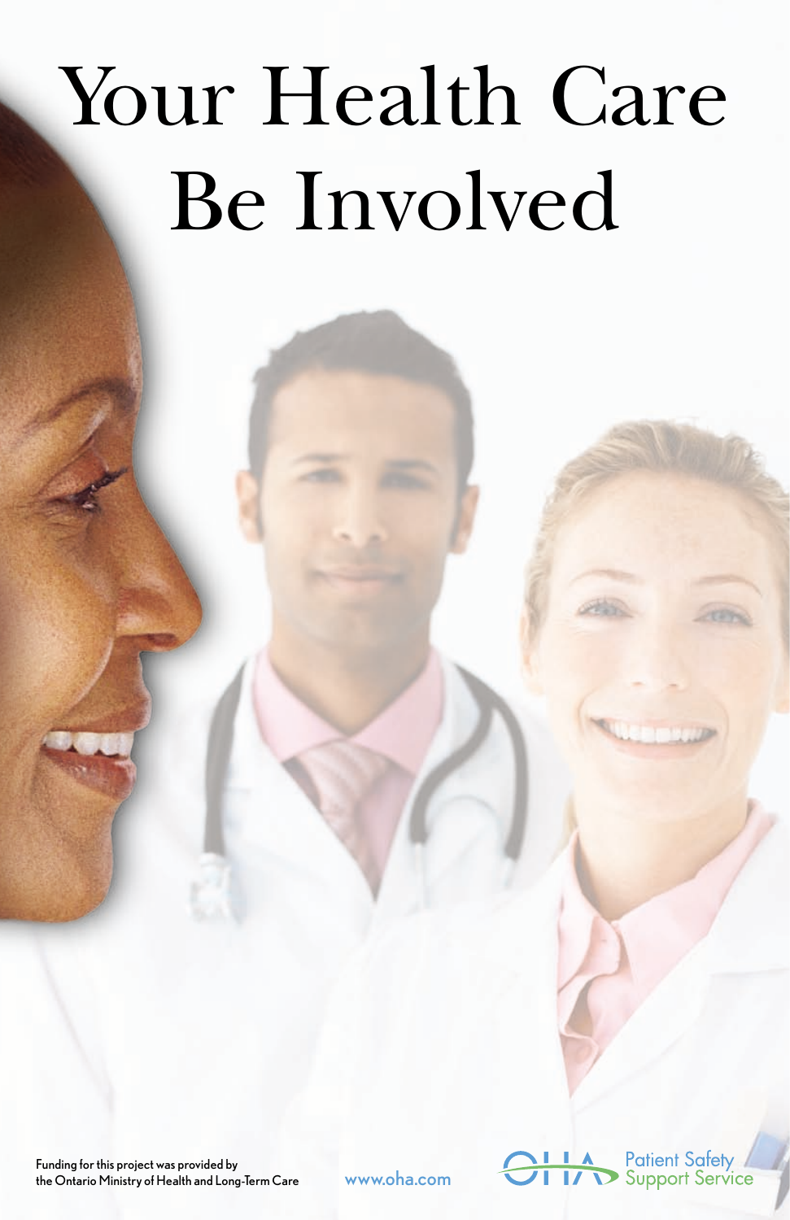# Your Health Care
# Be Involved

Funding for this project was provided by the Ontario Ministry of Health and Long-Term Care

www.oha.com

OHA Patient Safety Support Service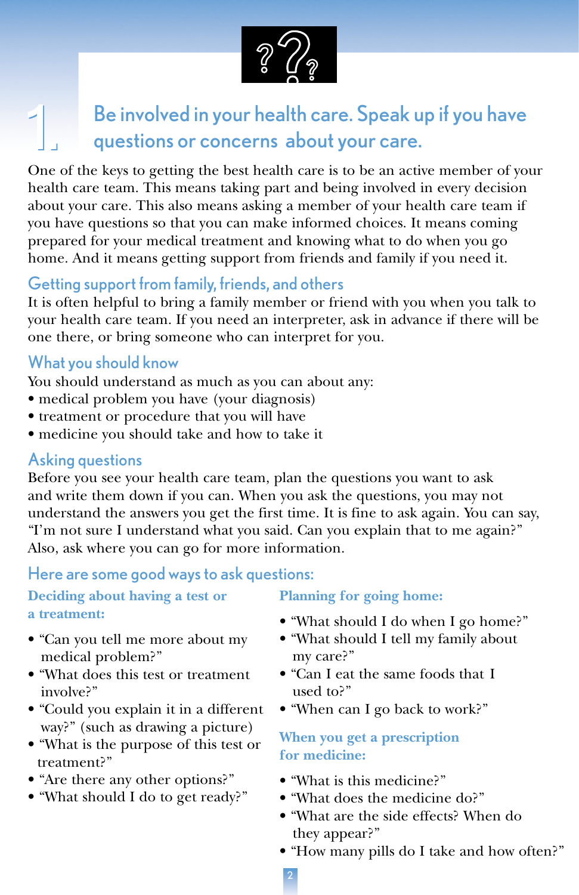# 1. Be involved in your health care. Speak up if you have questions or concerns about your care.

One of the keys to getting the best health care is to be an active member of your health care team. This means taking part and being involved in every decision about your care. This also means asking a member of your health care team if you have questions so that you can make informed choices. It means coming prepared for your medical treatment and knowing what to do when you go home. And it means getting support from friends and family if you need it.

## Getting support from family, friends, and others

It is often helpful to bring a family member or friend with you when you talk to your health care team. If you need an interpreter, ask in advance if there will be one there, or bring someone who can interpret for you.

## What you should know

You should understand as much as you can about any:

- medical problem you have (your diagnosis)
- treatment or procedure that you will have
- medicine you should take and how to take it

## Asking questions

Before you see your health care team, plan the questions you want to ask and write them down if you can. When you ask the questions, you may not understand the answers you get the first time. It is fine to ask again. You can say, "I'm not sure I understand what you said. Can you explain that to me again?" Also, ask where you can go for more information.

## Here are some good ways to ask questions:

### Deciding about having a test or a treatment:

- "Can you tell me more about my medical problem?"
- "What does this test or treatment involve?"
- "Could you explain it in a different way?" (such as drawing a picture)
- "What is the purpose of this test or treatment?"
- "Are there any other options?"
- "What should I do to get ready?"

### Planning for going home:

- "What should I do when I go home?"
- "What should I tell my family about my care?"
- "Can I eat the same foods that I used to?"
- "When can I go back to work?"

### When you get a prescription for medicine:

- "What is this medicine?"
- "What does the medicine do?"
- "What are the side effects? When do they appear?"
- "How many pills do I take and how often?"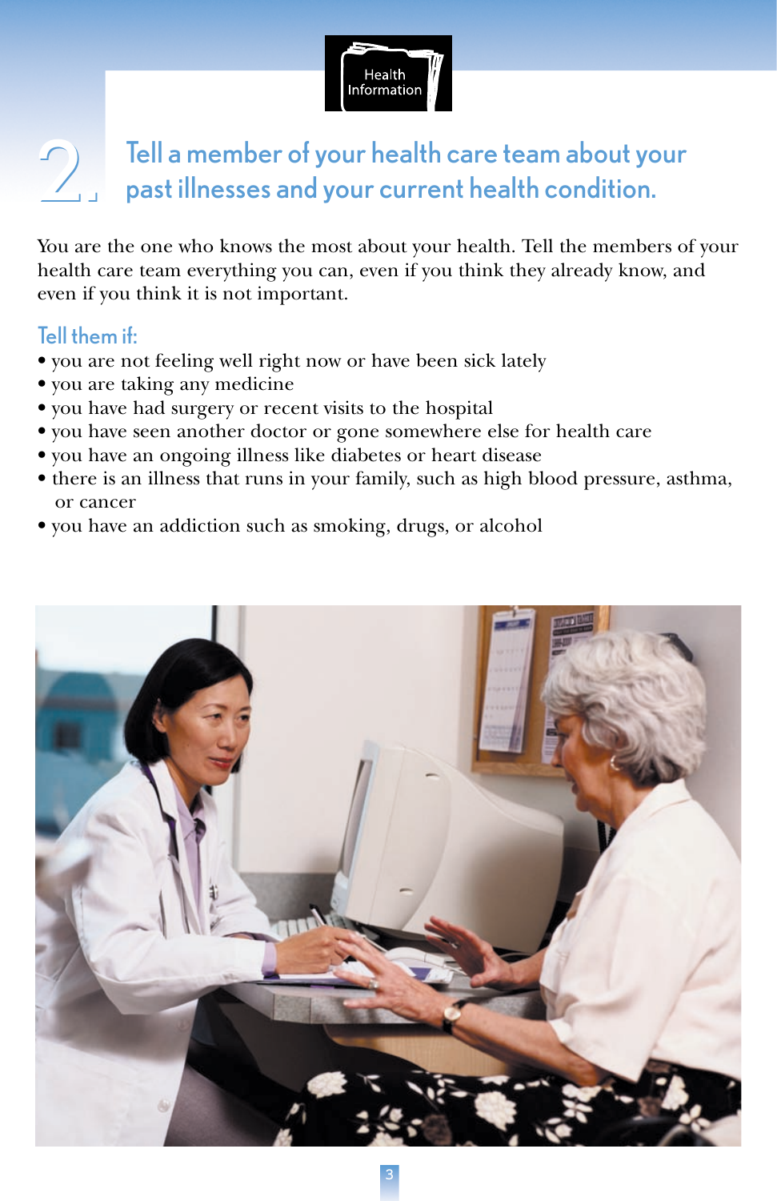Health Information

## 2. Tell a member of your health care team about your past illnesses and your current health condition.

You are the one who knows the most about your health. Tell the members of your health care team everything you can, even if you think they already know, and even if you think it is not important.

### Tell them if:

- you are not feeling well right now or have been sick lately
- you are taking any medicine
- you have had surgery or recent visits to the hospital
- you have seen another doctor or gone somewhere else for health care
- you have an ongoing illness like diabetes or heart disease
- there is an illness that runs in your family, such as high blood pressure, asthma, or cancer
- you have an addiction such as smoking, drugs, or alcohol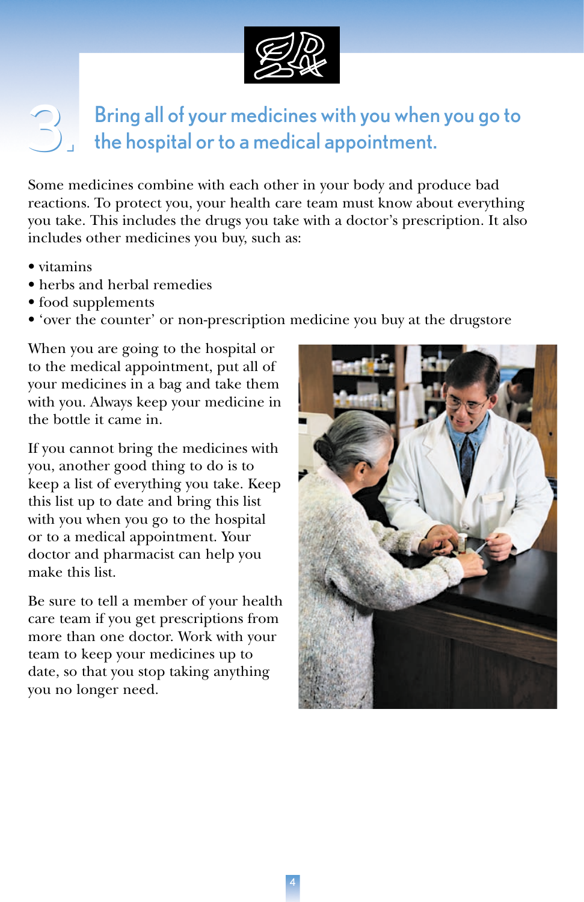## 3. Bring all of your medicines with you when you go to the hospital or to a medical appointment.

Some medicines combine with each other in your body and produce bad reactions. To protect you, your health care team must know about everything you take. This includes the drugs you take with a doctor's prescription. It also includes other medicines you buy, such as:

- vitamins
- herbs and herbal remedies
- food supplements
- 'over the counter' or non-prescription medicine you buy at the drugstore

When you are going to the hospital or to the medical appointment, put all of your medicines in a bag and take them with you. Always keep your medicine in the bottle it came in.

If you cannot bring the medicines with you, another good thing to do is to keep a list of everything you take. Keep this list up to date and bring this list with you when you go to the hospital or to a medical appointment. Your doctor and pharmacist can help you make this list.

Be sure to tell a member of your health care team if you get prescriptions from more than one doctor. Work with your team to keep your medicines up to date, so that you stop taking anything you no longer need.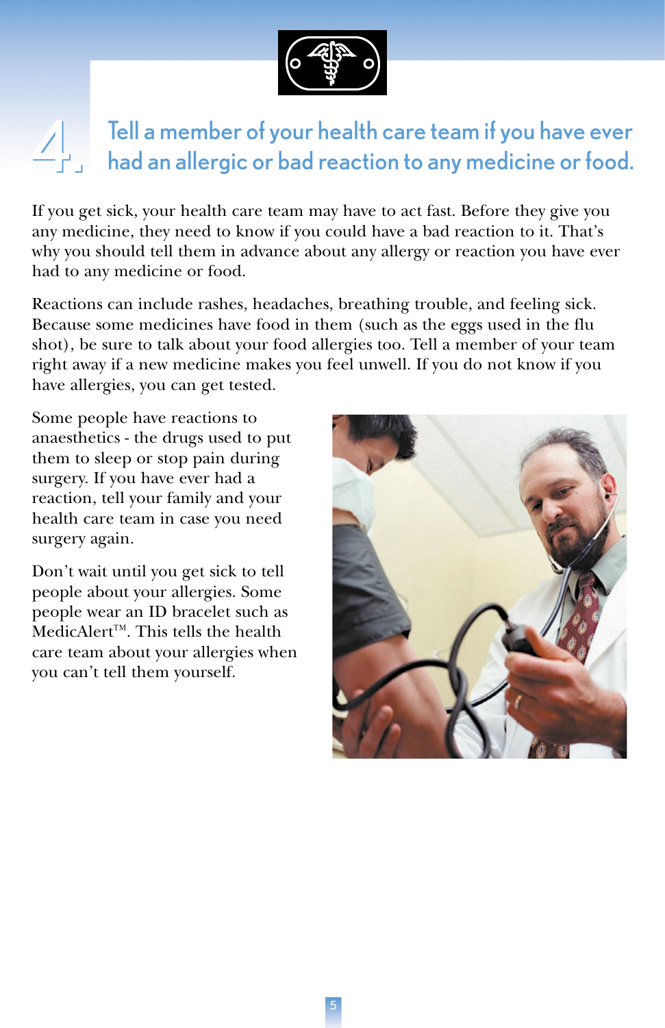## 4. Tell a member of your health care team if you have ever had an allergic or bad reaction to any medicine or food.

If you get sick, your health care team may have to act fast. Before they give you any medicine, they need to know if you could have a bad reaction to it. That's why you should tell them in advance about any allergy or reaction you have ever had to any medicine or food.

Reactions can include rashes, headaches, breathing trouble, and feeling sick. Because some medicines have food in them (such as the eggs used in the flu shot), be sure to talk about your food allergies too. Tell a member of your team right away if a new medicine makes you feel unwell. If you do not know if you have allergies, you can get tested.

Some people have reactions to anaesthetics - the drugs used to put them to sleep or stop pain during surgery. If you have ever had a reaction, tell your family and your health care team in case you need surgery again.

Don't wait until you get sick to tell people about your allergies. Some people wear an ID bracelet such as MedicAlert™. This tells the health care team about your allergies when you can't tell them yourself.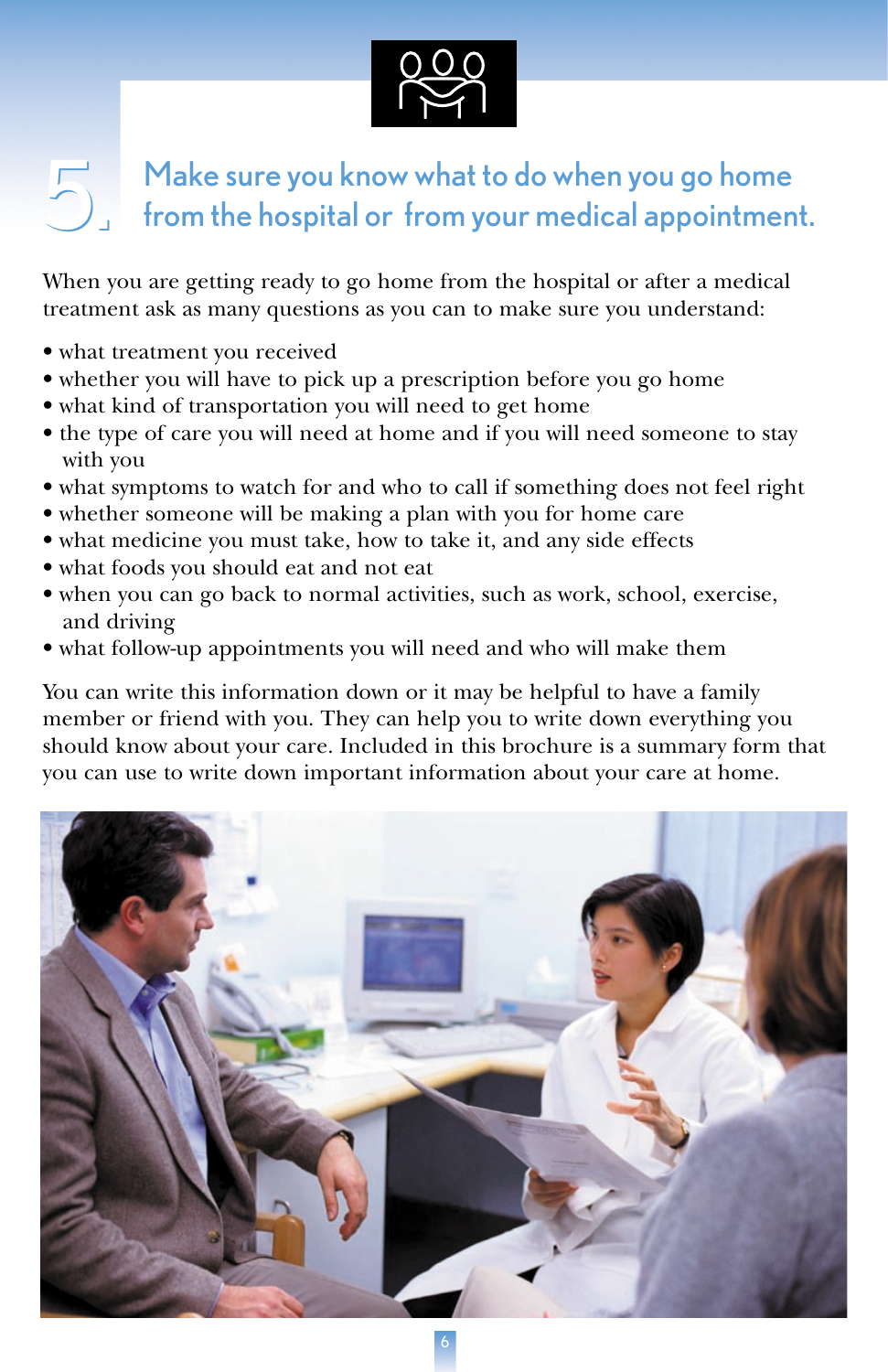## 5. Make sure you know what to do when you go home from the hospital or from your medical appointment.

When you are getting ready to go home from the hospital or after a medical treatment ask as many questions as you can to make sure you understand:

- what treatment you received
- whether you will have to pick up a prescription before you go home
- what kind of transportation you will need to get home
- the type of care you will need at home and if you will need someone to stay with you
- what symptoms to watch for and who to call if something does not feel right
- whether someone will be making a plan with you for home care
- what medicine you must take, how to take it, and any side effects
- what foods you should eat and not eat
- when you can go back to normal activities, such as work, school, exercise, and driving
- what follow-up appointments you will need and who will make them

You can write this information down or it may be helpful to have a family member or friend with you. They can help you to write down everything you should know about your care. Included in this brochure is a summary form that you can use to write down important information about your care at home.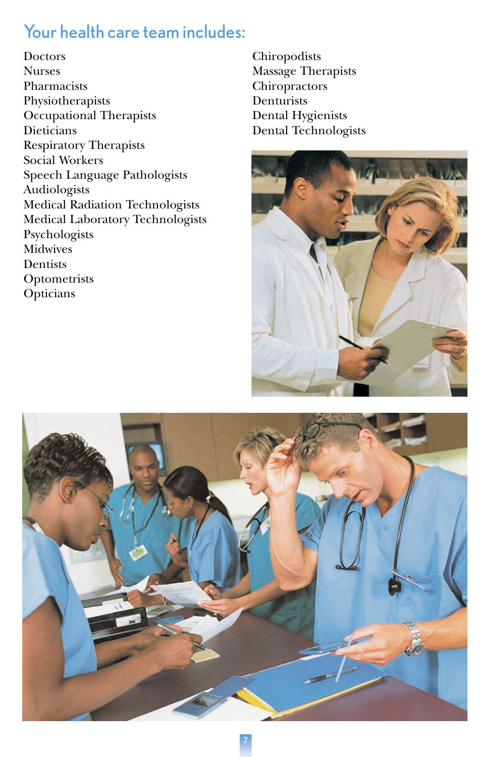## Your health care team includes:

- Doctors
- Nurses
- Pharmacists
- Physiotherapists
- Occupational Therapists
- Dieticians
- Respiratory Therapists
- Social Workers
- Speech Language Pathologists
- Audiologists
- Medical Radiation Technologists
- Medical Laboratory Technologists
- Psychologists
- Midwives
- Dentists
- Optometrists
- Opticians
- Chiropodists
- Massage Therapists
- Chiropractors
- Denturists
- Dental Hygienists
- Dental Technologists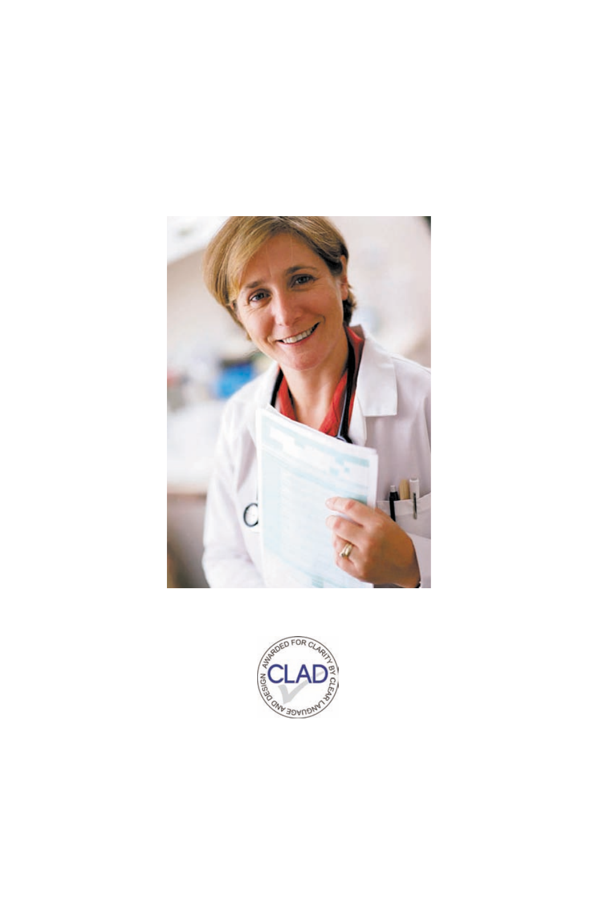CLAD

AWARDED FOR CLARITY BY CLEAR LANGUAGE AND DESIGN